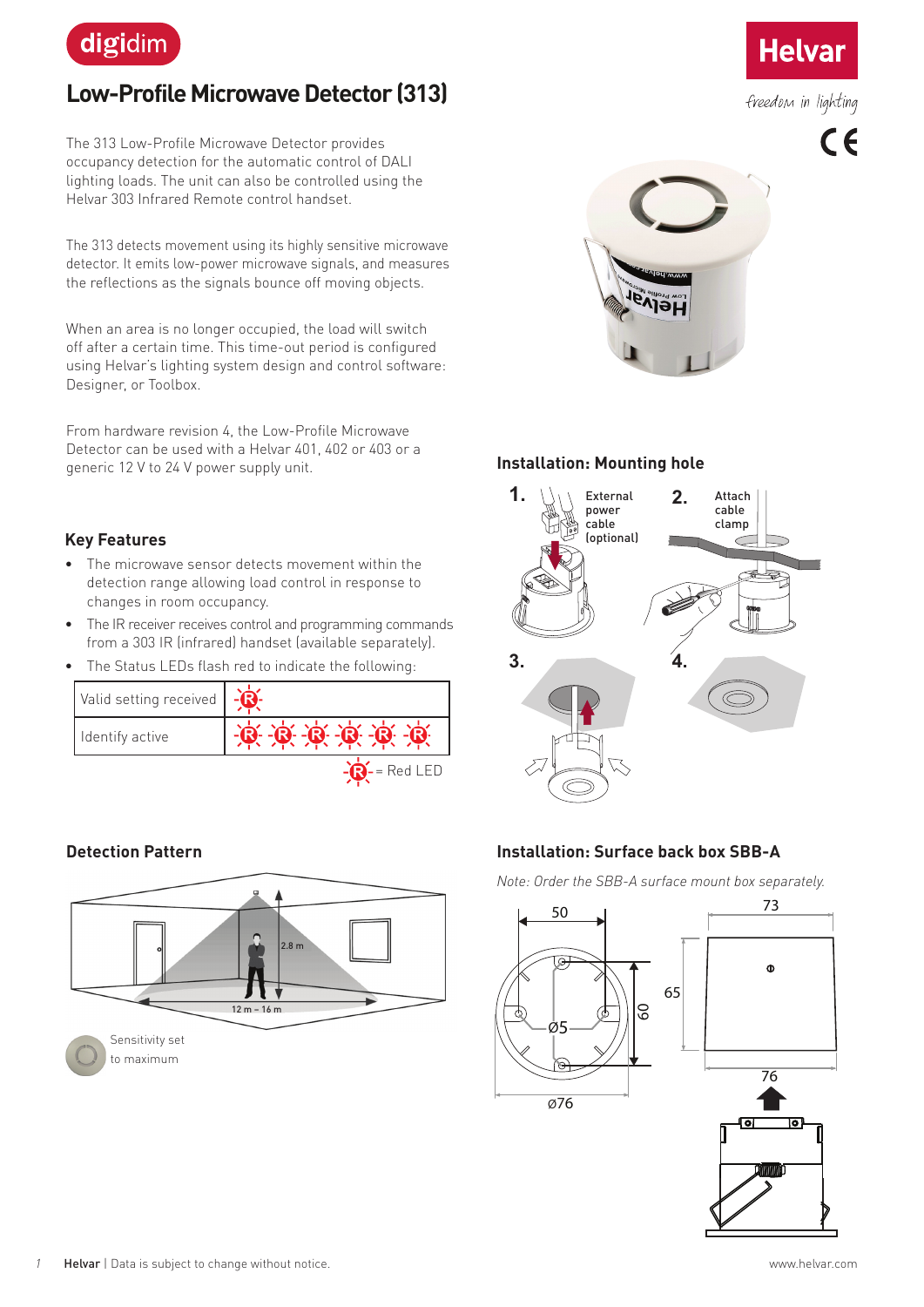digidim

# Low-Profile Microwave Detector (313)

Helvar

*freedom in lighting*

The 313 Low-Profile Microwave Detector provides occupancy detection for the automatic control of DALI lighting loads. The unit can also be controlled using the Helvar 303 Infrared Remote control handset.

The 313 detects movement using its highly sensitive microwave detector. It emits low-power microwave signals, and measures the reflections as the signals bounce off moving objects.

When an area is no longer occupied, the load will switch off after a certain time. This time-out period is configured using Helvar's lighting system design and control software: Designer, or Toolbox.

From hardware revision 4, the Low-Profile Microwave Detector can be used with a Helvar 401, 402 or 403 or a generic 12 V to 24 V power supply unit.

## Key Features

- The microwave sensor detects movement within the detection range allowing load control in response to changes in room occupancy.
- The IR receiver receives control and programming commands from a 303 IR (infrared) handset (available separately).
- The Status LEDs flash red to indicate the following:

| | |
|---|---|
| Valid setting received | R |
| Identify active | R R R R R R |

R = Red LED

## Installation: Mounting hole

1. External power cable (optional)
2. Attach cable clamp
3.
4.

## Detection Pattern

2.8 m

12 m – 16 m

Sensitivity set to maximum

## Installation: Surface back box SBB-A

*Note: Order the SBB-A surface mount box separately.*

50, 60, Ø5, ø76, 73, 65, 76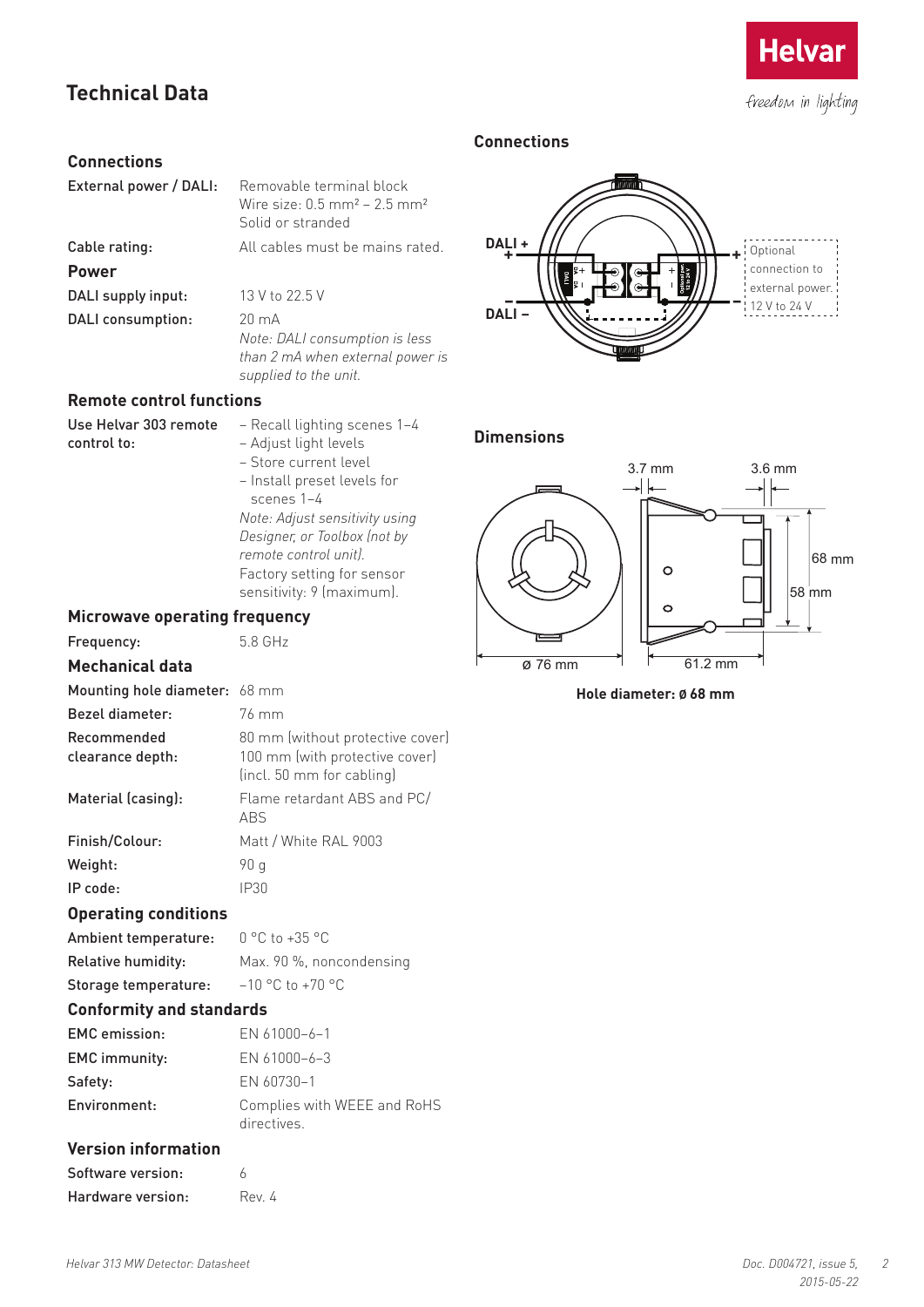# Technical Data

## Connections

| | |
|---|---|
| External power / DALI: | Removable terminal block<br>Wire size: 0.5 mm² – 2.5 mm²<br>Solid or stranded |
| Cable rating: | All cables must be mains rated. |

## Power

| | |
|---|---|
| DALI supply input: | 13 V to 22.5 V |
| DALI consumption: | 20 mA<br>*Note: DALI consumption is less than 2 mA when external power is supplied to the unit.* |

## Remote control functions

| | |
|---|---|
| Use Helvar 303 remote control to: | – Recall lighting scenes 1–4<br>– Adjust light levels<br>– Store current level<br>– Install preset levels for scenes 1–4<br>*Note: Adjust sensitivity using Designer, or Toolbox (not by remote control unit).*<br>Factory setting for sensor sensitivity: 9 (maximum). |

## Microwave operating frequency

| | |
|---|---|
| Frequency: | 5.8 GHz |

## Mechanical data

| | |
|---|---|
| Mounting hole diameter: | 68 mm |
| Bezel diameter: | 76 mm |
| Recommended clearance depth: | 80 mm (without protective cover)<br>100 mm (with protective cover)<br>(incl. 50 mm for cabling) |
| Material (casing): | Flame retardant ABS and PC/ABS |
| Finish/Colour: | Matt / White RAL 9003 |
| Weight: | 90 g |
| IP code: | IP30 |

## Operating conditions

| | |
|---|---|
| Ambient temperature: | 0 °C to +35 °C |
| Relative humidity: | Max. 90 %, noncondensing |
| Storage temperature: | –10 °C to +70 °C |

## Conformity and standards

| | |
|---|---|
| EMC emission: | EN 61000–6–1 |
| EMC immunity: | EN 61000–6–3 |
| Safety: | EN 60730–1 |
| Environment: | Complies with WEEE and RoHS directives. |

## Version information

| | |
|---|---|
| Software version: | 6 |
| Hardware version: | Rev. 4 |

## Connections

DALI +

DALI –

Optional connection to external power: 12 V to 24 V

## Dimensions

3.7 mm

3.6 mm

68 mm

58 mm

ø 76 mm

61.2 mm

**Hole diameter: ø 68 mm**